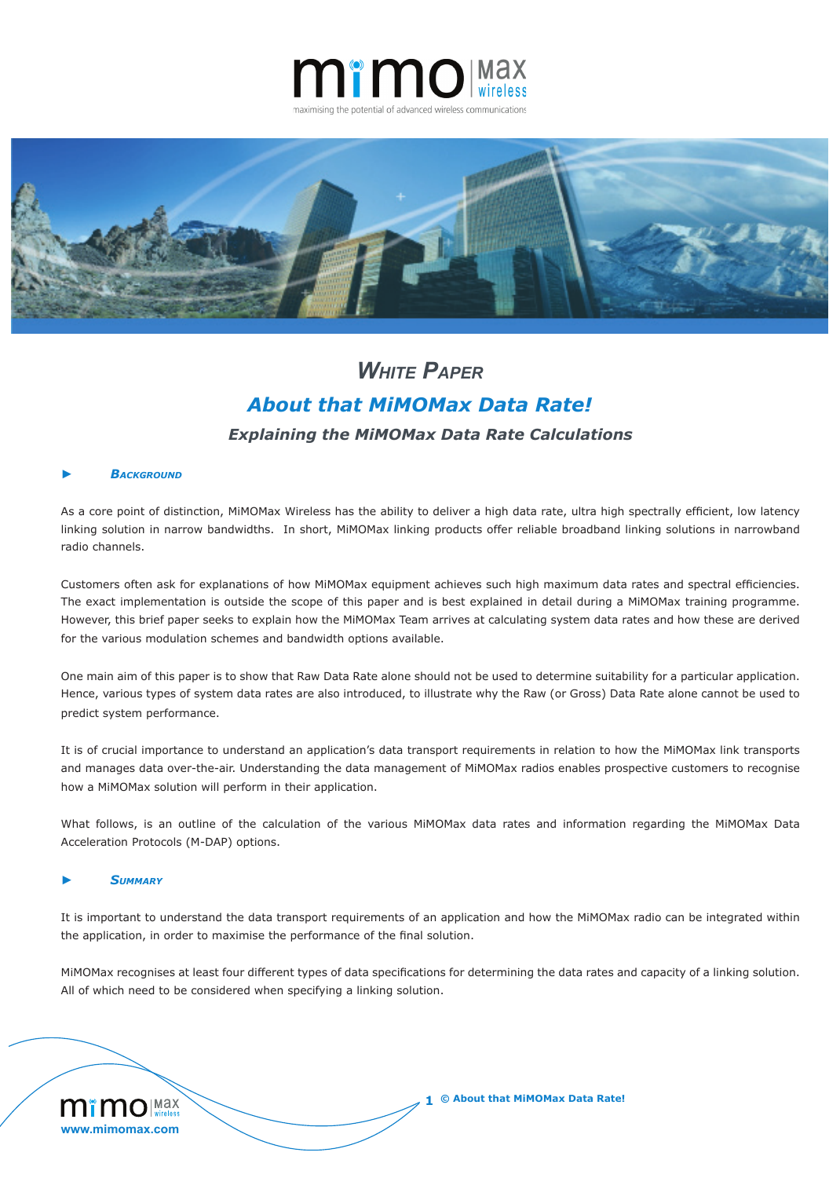# WHITE PAPER

## About that MiMOMax Data Rate!

### Explaining the MiMOMax Data Rate Calculations

### ► BACKGROUND

As a core point of distinction, MiMOMax Wireless has the ability to deliver a high data rate, ultra high spectrally efficient, low latency linking solution in narrow bandwidths. In short, MiMOMax linking products offer reliable broadband linking solutions in narrowband radio channels.

Customers often ask for explanations of how MiMOMax equipment achieves such high maximum data rates and spectral efficiencies. The exact implementation is outside the scope of this paper and is best explained in detail during a MiMOMax training programme. However, this brief paper seeks to explain how the MiMOMax Team arrives at calculating system data rates and how these are derived for the various modulation schemes and bandwidth options available.

One main aim of this paper is to show that Raw Data Rate alone should not be used to determine suitability for a particular application. Hence, various types of system data rates are also introduced, to illustrate why the Raw (or Gross) Data Rate alone cannot be used to predict system performance.

It is of crucial importance to understand an application's data transport requirements in relation to how the MiMOMax link transports and manages data over-the-air. Understanding the data management of MiMOMax radios enables prospective customers to recognise how a MiMOMax solution will perform in their application.

What follows, is an outline of the calculation of the various MiMOMax data rates and information regarding the MiMOMax Data Acceleration Protocols (M-DAP) options.

### ► SUMMARY

It is important to understand the data transport requirements of an application and how the MiMOMax radio can be integrated within the application, in order to maximise the performance of the final solution.

MiMOMax recognises at least four different types of data specifications for determining the data rates and capacity of a linking solution. All of which need to be considered when specifying a linking solution.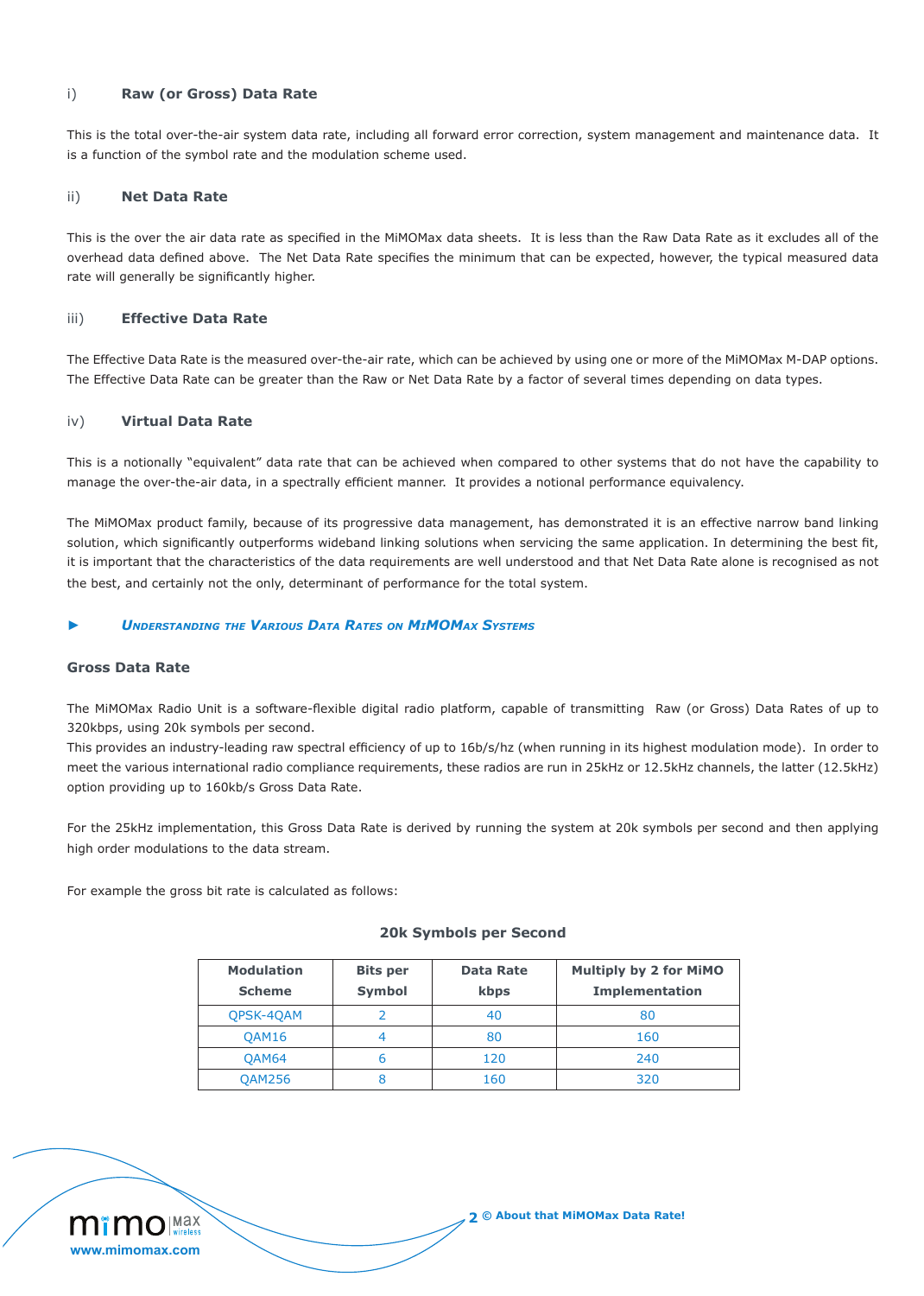### i) Raw (or Gross) Data Rate

This is the total over-the-air system data rate, including all forward error correction, system management and maintenance data. It is a function of the symbol rate and the modulation scheme used.

### ii) Net Data Rate

This is the over the air data rate as specified in the MiMOMax data sheets. It is less than the Raw Data Rate as it excludes all of the overhead data defined above. The Net Data Rate specifies the minimum that can be expected, however, the typical measured data rate will generally be significantly higher.

### iii) Effective Data Rate

The Effective Data Rate is the measured over-the-air rate, which can be achieved by using one or more of the MiMOMax M-DAP options. The Effective Data Rate can be greater than the Raw or Net Data Rate by a factor of several times depending on data types.

### iv) Virtual Data Rate

This is a notionally "equivalent" data rate that can be achieved when compared to other systems that do not have the capability to manage the over-the-air data, in a spectrally efficient manner. It provides a notional performance equivalency.

The MiMOMax product family, because of its progressive data management, has demonstrated it is an effective narrow band linking solution, which significantly outperforms wideband linking solutions when servicing the same application. In determining the best fit, it is important that the characteristics of the data requirements are well understood and that Net Data Rate alone is recognised as not the best, and certainly not the only, determinant of performance for the total system.

## ► Understanding the Various Data Rates on MiMOMax Systems

### Gross Data Rate

The MiMOMax Radio Unit is a software-flexible digital radio platform, capable of transmitting Raw (or Gross) Data Rates of up to 320kbps, using 20k symbols per second.
This provides an industry-leading raw spectral efficiency of up to 16b/s/hz (when running in its highest modulation mode). In order to meet the various international radio compliance requirements, these radios are run in 25kHz or 12.5kHz channels, the latter (12.5kHz) option providing up to 160kb/s Gross Data Rate.

For the 25kHz implementation, this Gross Data Rate is derived by running the system at 20k symbols per second and then applying high order modulations to the data stream.

For example the gross bit rate is calculated as follows:

**20k Symbols per Second**

| Modulation Scheme | Bits per Symbol | Data Rate kbps | Multiply by 2 for MiMO Implementation |
|---|---|---|---|
| QPSK-4QAM | 2 | 40 | 80 |
| QAM16 | 4 | 80 | 160 |
| QAM64 | 6 | 120 | 240 |
| QAM256 | 8 | 160 | 320 |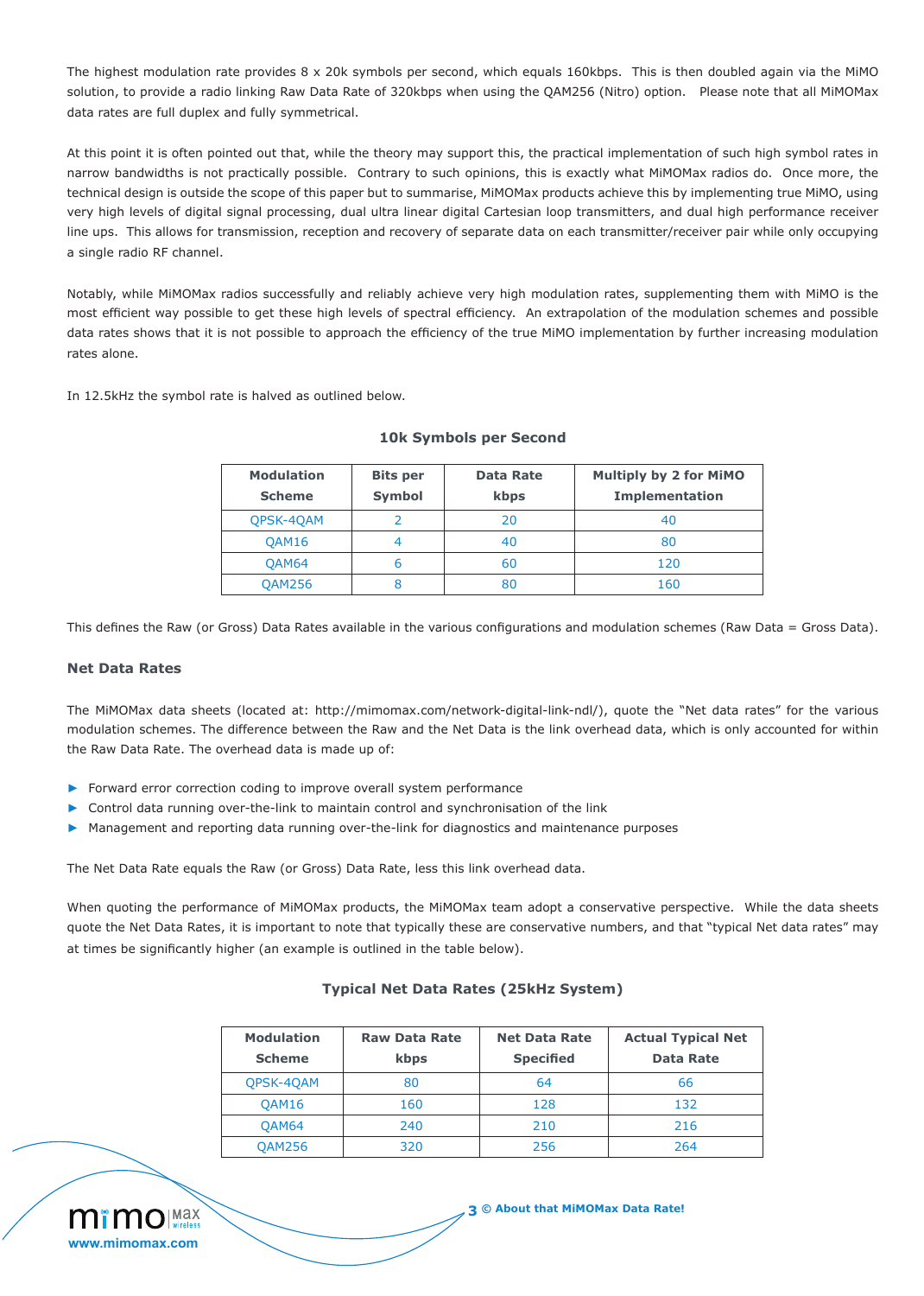The highest modulation rate provides 8 x 20k symbols per second, which equals 160kbps. This is then doubled again via the MiMO solution, to provide a radio linking Raw Data Rate of 320kbps when using the QAM256 (Nitro) option. Please note that all MiMOMax data rates are full duplex and fully symmetrical.

At this point it is often pointed out that, while the theory may support this, the practical implementation of such high symbol rates in narrow bandwidths is not practically possible. Contrary to such opinions, this is exactly what MiMOMax radios do. Once more, the technical design is outside the scope of this paper but to summarise, MiMOMax products achieve this by implementing true MiMO, using very high levels of digital signal processing, dual ultra linear digital Cartesian loop transmitters, and dual high performance receiver line ups. This allows for transmission, reception and recovery of separate data on each transmitter/receiver pair while only occupying a single radio RF channel.

Notably, while MiMOMax radios successfully and reliably achieve very high modulation rates, supplementing them with MiMO is the most efficient way possible to get these high levels of spectral efficiency. An extrapolation of the modulation schemes and possible data rates shows that it is not possible to approach the efficiency of the true MiMO implementation by further increasing modulation rates alone.

In 12.5kHz the symbol rate is halved as outlined below.

**10k Symbols per Second**

| Modulation Scheme | Bits per Symbol | Data Rate kbps | Multiply by 2 for MiMO Implementation |
|---|---|---|---|
| QPSK-4QAM | 2 | 20 | 40 |
| QAM16 | 4 | 40 | 80 |
| QAM64 | 6 | 60 | 120 |
| QAM256 | 8 | 80 | 160 |

This defines the Raw (or Gross) Data Rates available in the various configurations and modulation schemes (Raw Data = Gross Data).

### Net Data Rates

The MiMOMax data sheets (located at: http://mimomax.com/network-digital-link-ndl/), quote the "Net data rates" for the various modulation schemes. The difference between the Raw and the Net Data is the link overhead data, which is only accounted for within the Raw Data Rate. The overhead data is made up of:

- Forward error correction coding to improve overall system performance
- Control data running over-the-link to maintain control and synchronisation of the link
- Management and reporting data running over-the-link for diagnostics and maintenance purposes

The Net Data Rate equals the Raw (or Gross) Data Rate, less this link overhead data.

When quoting the performance of MiMOMax products, the MiMOMax team adopt a conservative perspective. While the data sheets quote the Net Data Rates, it is important to note that typically these are conservative numbers, and that "typical Net data rates" may at times be significantly higher (an example is outlined in the table below).

**Typical Net Data Rates (25kHz System)**

| Modulation Scheme | Raw Data Rate kbps | Net Data Rate Specified | Actual Typical Net Data Rate |
|---|---|---|---|
| QPSK-4QAM | 80 | 64 | 66 |
| QAM16 | 160 | 128 | 132 |
| QAM64 | 240 | 210 | 216 |
| QAM256 | 320 | 256 | 264 |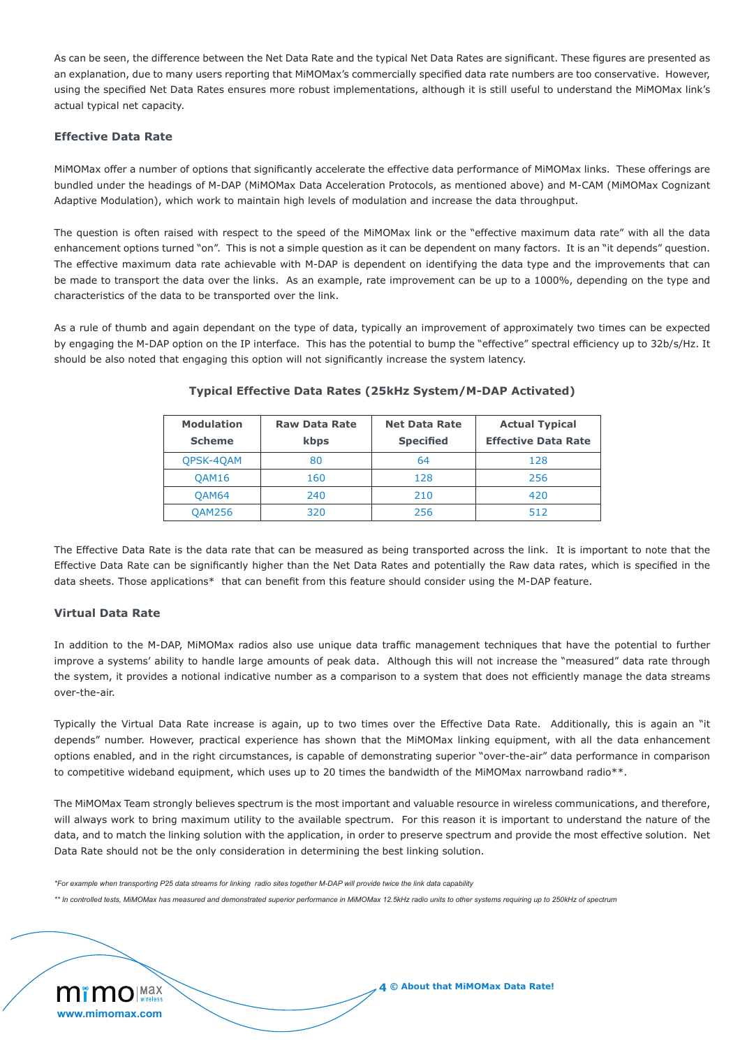As can be seen, the difference between the Net Data Rate and the typical Net Data Rates are significant. These figures are presented as an explanation, due to many users reporting that MiMOMax's commercially specified data rate numbers are too conservative. However, using the specified Net Data Rates ensures more robust implementations, although it is still useful to understand the MiMOMax link's actual typical net capacity.

### Effective Data Rate

MiMOMax offer a number of options that significantly accelerate the effective data performance of MiMOMax links. These offerings are bundled under the headings of M-DAP (MiMOMax Data Acceleration Protocols, as mentioned above) and M-CAM (MiMOMax Cognizant Adaptive Modulation), which work to maintain high levels of modulation and increase the data throughput.

The question is often raised with respect to the speed of the MiMOMax link or the "effective maximum data rate" with all the data enhancement options turned "on". This is not a simple question as it can be dependent on many factors. It is an "it depends" question. The effective maximum data rate achievable with M-DAP is dependent on identifying the data type and the improvements that can be made to transport the data over the links. As an example, rate improvement can be up to a 1000%, depending on the type and characteristics of the data to be transported over the link.

As a rule of thumb and again dependant on the type of data, typically an improvement of approximately two times can be expected by engaging the M-DAP option on the IP interface. This has the potential to bump the "effective" spectral efficiency up to 32b/s/Hz. It should be also noted that engaging this option will not significantly increase the system latency.

**Typical Effective Data Rates (25kHz System/M-DAP Activated)**

| Modulation Scheme | Raw Data Rate kbps | Net Data Rate Specified | Actual Typical Effective Data Rate |
|---|---|---|---|
| QPSK-4QAM | 80 | 64 | 128 |
| QAM16 | 160 | 128 | 256 |
| QAM64 | 240 | 210 | 420 |
| QAM256 | 320 | 256 | 512 |

The Effective Data Rate is the data rate that can be measured as being transported across the link. It is important to note that the Effective Data Rate can be significantly higher than the Net Data Rates and potentially the Raw data rates, which is specified in the data sheets. Those applications* that can benefit from this feature should consider using the M-DAP feature.

### Virtual Data Rate

In addition to the M-DAP, MiMOMax radios also use unique data traffic management techniques that have the potential to further improve a systems' ability to handle large amounts of peak data. Although this will not increase the "measured" data rate through the system, it provides a notional indicative number as a comparison to a system that does not efficiently manage the data streams over-the-air.

Typically the Virtual Data Rate increase is again, up to two times over the Effective Data Rate. Additionally, this is again an "it depends" number. However, practical experience has shown that the MiMOMax linking equipment, with all the data enhancement options enabled, and in the right circumstances, is capable of demonstrating superior "over-the-air" data performance in comparison to competitive wideband equipment, which uses up to 20 times the bandwidth of the MiMOMax narrowband radio**.

The MiMOMax Team strongly believes spectrum is the most important and valuable resource in wireless communications, and therefore, will always work to bring maximum utility to the available spectrum. For this reason it is important to understand the nature of the data, and to match the linking solution with the application, in order to preserve spectrum and provide the most effective solution. Net Data Rate should not be the only consideration in determining the best linking solution.

*\*For example when transporting P25 data streams for linking radio sites together M-DAP will provide twice the link data capability*

*\*\* In controlled tests, MiMOMax has measured and demonstrated superior performance in MiMOMax 12.5kHz radio units to other systems requiring up to 250kHz of spectrum*

mimo max wireless
www.mimomax.com

© About that MiMOMax Data Rate!